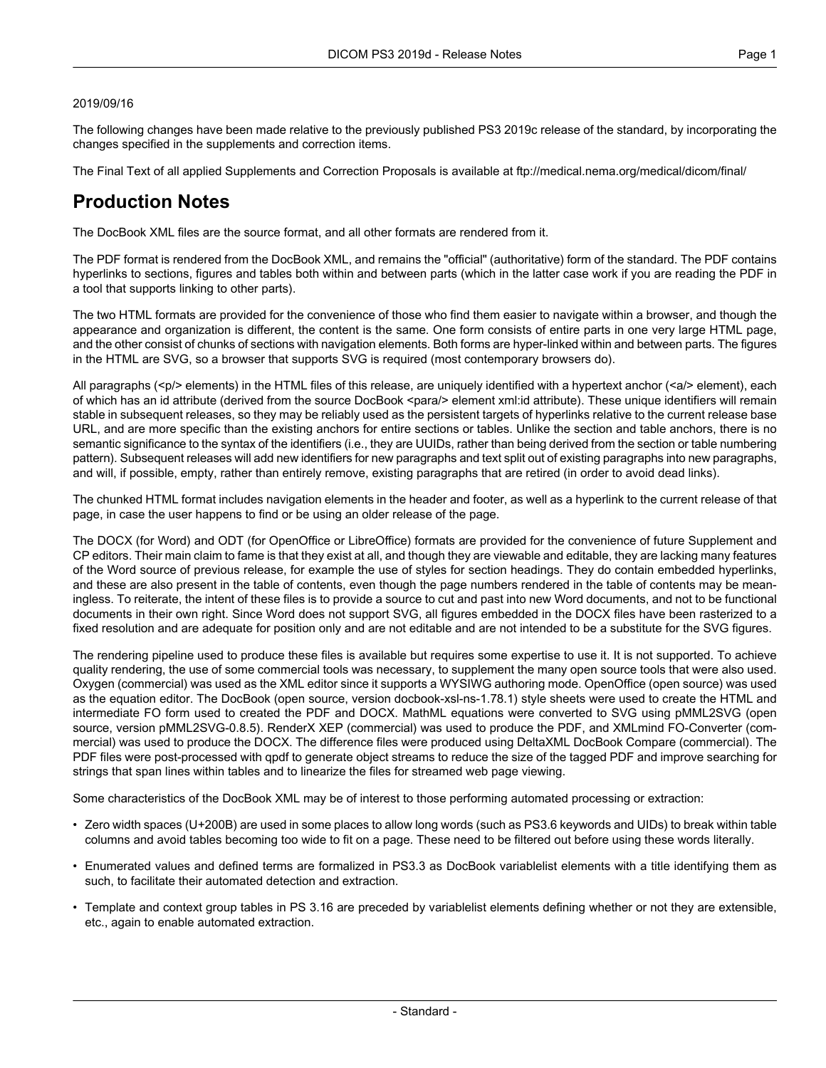2019/09/16

The following changes have been made relative to the previously published PS3 2019c release of the standard, by incorporating the changes specified in the supplements and correction items.

The Final Text of all applied Supplements and Correction Proposals is available at ftp://medical.nema.org/medical/dicom/final/

# Production Notes

The DocBook XML files are the source format, and all other formats are rendered from it.

The PDF format is rendered from the DocBook XML, and remains the "official" (authoritative) form of the standard. The PDF contains hyperlinks to sections, figures and tables both within and between parts (which in the latter case work if you are reading the PDF in a tool that supports linking to other parts).

The two HTML formats are provided for the convenience of those who find them easier to navigate within a browser, and though the appearance and organization is different, the content is the same. One form consists of entire parts in one very large HTML page, and the other consist of chunks of sections with navigation elements. Both forms are hyper-linked within and between parts. The figures in the HTML are SVG, so a browser that supports SVG is required (most contemporary browsers do).

All paragraphs (<p/> elements) in the HTML files of this release, are uniquely identified with a hypertext anchor (<a/> element), each of which has an id attribute (derived from the source DocBook <para/> element xml:id attribute). These unique identifiers will remain stable in subsequent releases, so they may be reliably used as the persistent targets of hyperlinks relative to the current release base URL, and are more specific than the existing anchors for entire sections or tables. Unlike the section and table anchors, there is no semantic significance to the syntax of the identifiers (i.e., they are UUIDs, rather than being derived from the section or table numbering pattern). Subsequent releases will add new identifiers for new paragraphs and text split out of existing paragraphs into new paragraphs, and will, if possible, empty, rather than entirely remove, existing paragraphs that are retired (in order to avoid dead links).

The chunked HTML format includes navigation elements in the header and footer, as well as a hyperlink to the current release of that page, in case the user happens to find or be using an older release of the page.

The DOCX (for Word) and ODT (for OpenOffice or LibreOffice) formats are provided for the convenience of future Supplement and CP editors. Their main claim to fame is that they exist at all, and though they are viewable and editable, they are lacking many features of the Word source of previous release, for example the use of styles for section headings. They do contain embedded hyperlinks, and these are also present in the table of contents, even though the page numbers rendered in the table of contents may be meaningless. To reiterate, the intent of these files is to provide a source to cut and past into new Word documents, and not to be functional documents in their own right. Since Word does not support SVG, all figures embedded in the DOCX files have been rasterized to a fixed resolution and are adequate for position only and are not editable and are not intended to be a substitute for the SVG figures.

The rendering pipeline used to produce these files is available but requires some expertise to use it. It is not supported. To achieve quality rendering, the use of some commercial tools was necessary, to supplement the many open source tools that were also used. Oxygen (commercial) was used as the XML editor since it supports a WYSIWG authoring mode. OpenOffice (open source) was used as the equation editor. The DocBook (open source, version docbook-xsl-ns-1.78.1) style sheets were used to create the HTML and intermediate FO form used to created the PDF and DOCX. MathML equations were converted to SVG using pMML2SVG (open source, version pMML2SVG-0.8.5). RenderX XEP (commercial) was used to produce the PDF, and XMLmind FO-Converter (commercial) was used to produce the DOCX. The difference files were produced using DeltaXML DocBook Compare (commercial). The PDF files were post-processed with qpdf to generate object streams to reduce the size of the tagged PDF and improve searching for strings that span lines within tables and to linearize the files for streamed web page viewing.

Some characteristics of the DocBook XML may be of interest to those performing automated processing or extraction:

- Zero width spaces (U+200B) are used in some places to allow long words (such as PS3.6 keywords and UIDs) to break within table columns and avoid tables becoming too wide to fit on a page. These need to be filtered out before using these words literally.
- Enumerated values and defined terms are formalized in PS3.3 as DocBook variablelist elements with a title identifying them as such, to facilitate their automated detection and extraction.
- Template and context group tables in PS 3.16 are preceded by variablelist elements defining whether or not they are extensible, etc., again to enable automated extraction.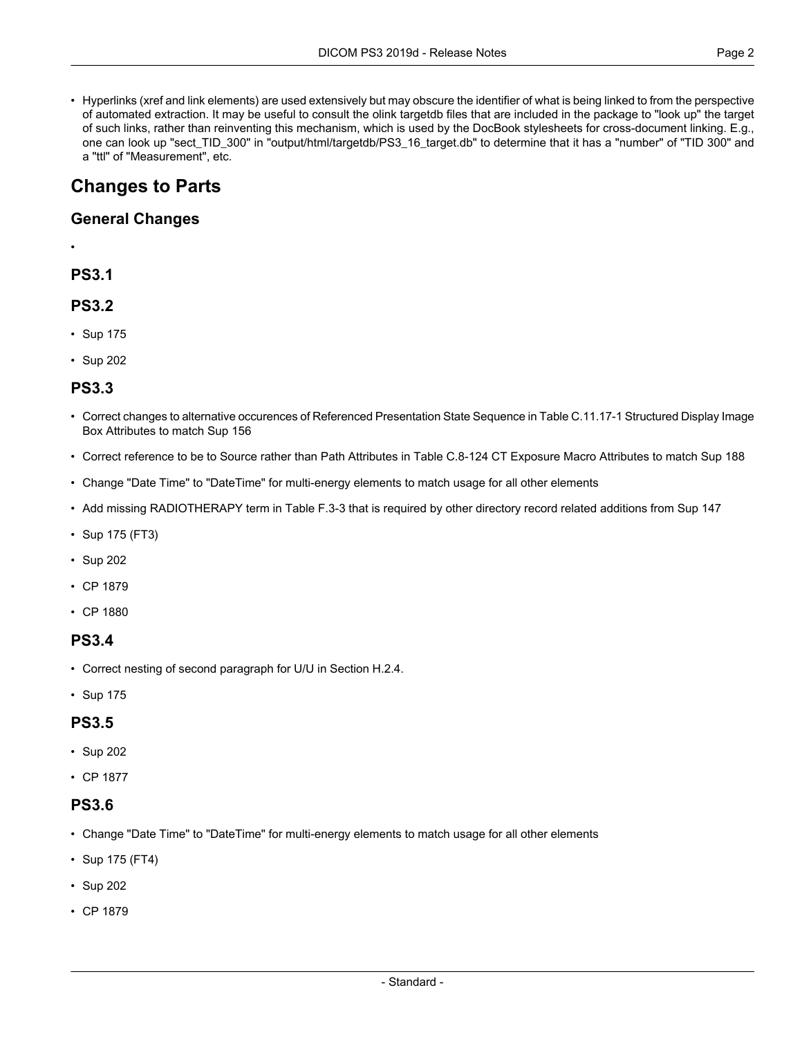- Hyperlinks (xref and link elements) are used extensively but may obscure the identifier of what is being linked to from the perspective of automated extraction. It may be useful to consult the olink targetdb files that are included in the package to "look up" the target of such links, rather than reinventing this mechanism, which is used by the DocBook stylesheets for cross-document linking. E.g., one can look up "sect_TID_300" in "output/html/targetdb/PS3_16_target.db" to determine that it has a "number" of "TID 300" and a "ttl" of "Measurement", etc.

# Changes to Parts

## General Changes

- 

## PS3.1

## PS3.2

- Sup 175
- Sup 202

## PS3.3

- Correct changes to alternative occurences of Referenced Presentation State Sequence in Table C.11.17-1 Structured Display Image Box Attributes to match Sup 156
- Correct reference to be to Source rather than Path Attributes in Table C.8-124 CT Exposure Macro Attributes to match Sup 188
- Change "Date Time" to "DateTime" for multi-energy elements to match usage for all other elements
- Add missing RADIOTHERAPY term in Table F.3-3 that is required by other directory record related additions from Sup 147
- Sup 175 (FT3)
- Sup 202
- CP 1879
- CP 1880

## PS3.4

- Correct nesting of second paragraph for U/U in Section H.2.4.
- Sup 175

## PS3.5

- Sup 202
- CP 1877

## PS3.6

- Change "Date Time" to "DateTime" for multi-energy elements to match usage for all other elements
- Sup 175 (FT4)
- Sup 202
- CP 1879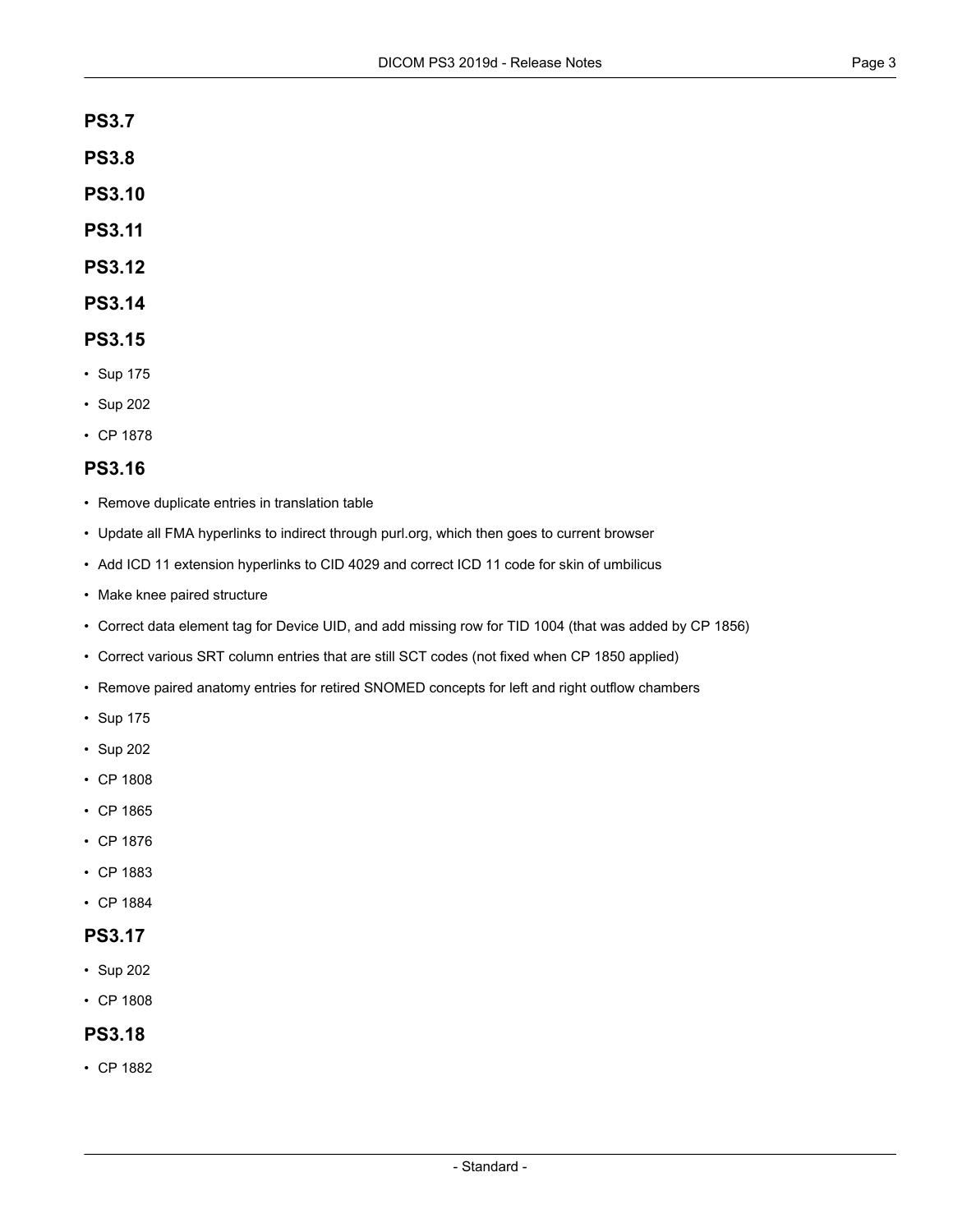## PS3.7

## PS3.8

## PS3.10

## PS3.11

## PS3.12

## PS3.14

## PS3.15

- Sup 175
- Sup 202
- CP 1878

## PS3.16

- Remove duplicate entries in translation table
- Update all FMA hyperlinks to indirect through purl.org, which then goes to current browser
- Add ICD 11 extension hyperlinks to CID 4029 and correct ICD 11 code for skin of umbilicus
- Make knee paired structure
- Correct data element tag for Device UID, and add missing row for TID 1004 (that was added by CP 1856)
- Correct various SRT column entries that are still SCT codes (not fixed when CP 1850 applied)
- Remove paired anatomy entries for retired SNOMED concepts for left and right outflow chambers
- Sup 175
- Sup 202
- CP 1808
- CP 1865
- CP 1876
- CP 1883
- CP 1884

## PS3.17

- Sup 202
- CP 1808

## PS3.18

- CP 1882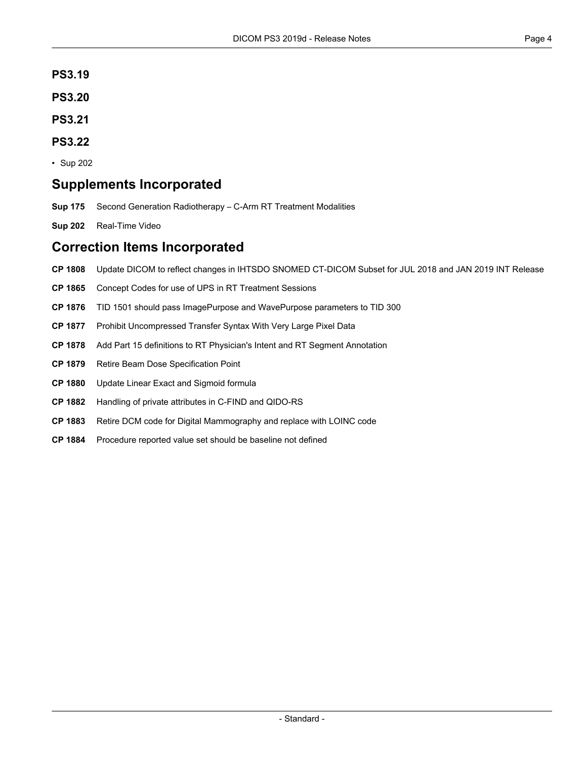### PS3.19

### PS3.20

### PS3.21

### PS3.22

- Sup 202

## Supplements Incorporated

**Sup 175** Second Generation Radiotherapy – C-Arm RT Treatment Modalities

**Sup 202** Real-Time Video

## Correction Items Incorporated

**CP 1808** Update DICOM to reflect changes in IHTSDO SNOMED CT-DICOM Subset for JUL 2018 and JAN 2019 INT Release

**CP 1865** Concept Codes for use of UPS in RT Treatment Sessions

**CP 1876** TID 1501 should pass ImagePurpose and WavePurpose parameters to TID 300

**CP 1877** Prohibit Uncompressed Transfer Syntax With Very Large Pixel Data

**CP 1878** Add Part 15 definitions to RT Physician's Intent and RT Segment Annotation

**CP 1879** Retire Beam Dose Specification Point

**CP 1880** Update Linear Exact and Sigmoid formula

**CP 1882** Handling of private attributes in C-FIND and QIDO-RS

**CP 1883** Retire DCM code for Digital Mammography and replace with LOINC code

**CP 1884** Procedure reported value set should be baseline not defined